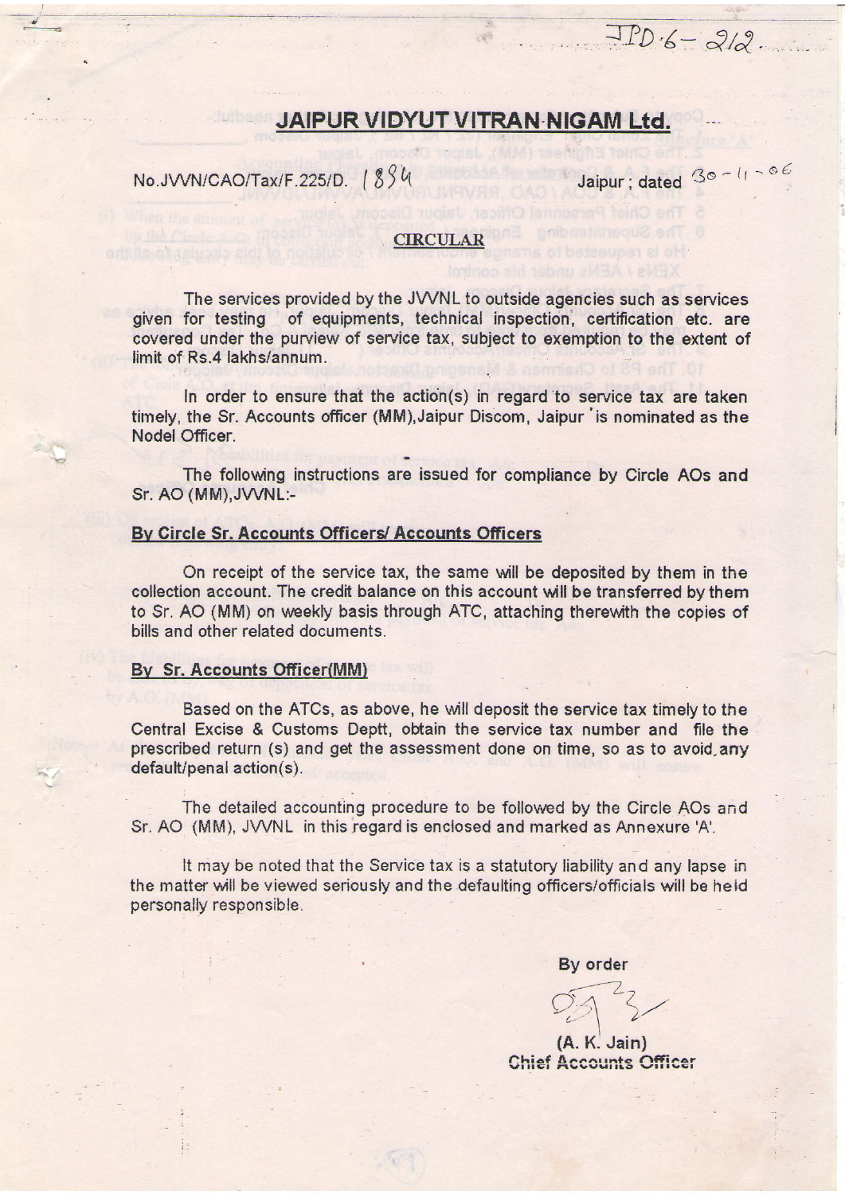JPD-6-212

# JAIPUR VIDYUT VITRAN NIGAM Ltd.

No.JVVN/CAO/Tax/F.225/D. 1894 Jaipur ; dated 30-11-06

## CIRCULAR

The services provided by the JVVNL to outside agencies such as services given for testing of equipments, technical inspection, certification etc. are covered under the purview of service tax, subject to exemption to the extent of limit of Rs.4 lakhs/annum.

In order to ensure that the action(s) in regard to service tax are taken timely, the Sr. Accounts officer (MM),Jaipur Discom, Jaipur is nominated as the Nodel Officer.

The following instructions are issued for compliance by Circle AOs and Sr. AO (MM),JVVNL:-

**By Circle Sr. Accounts Officers/ Accounts Officers**

On receipt of the service tax, the same will be deposited by them in the collection account. The credit balance on this account will be transferred by them to Sr. AO (MM) on weekly basis through ATC, attaching therewith the copies of bills and other related documents.

**By Sr. Accounts Officer(MM)**

Based on the ATCs, as above, he will deposit the service tax timely to the Central Excise & Customs Deptt, obtain the service tax number and file the prescribed return (s) and get the assessment done on time, so as to avoid any default/penal action(s).

The detailed accounting procedure to be followed by the Circle AOs and Sr. AO (MM), JVVNL in this regard is enclosed and marked as Annexure 'A'.

It may be noted that the Service tax is a statutory liability and any lapse in the matter will be viewed seriously and the defaulting officers/officials will be held personally responsible.

By order

(A. K. Jain)
Chief Accounts Officer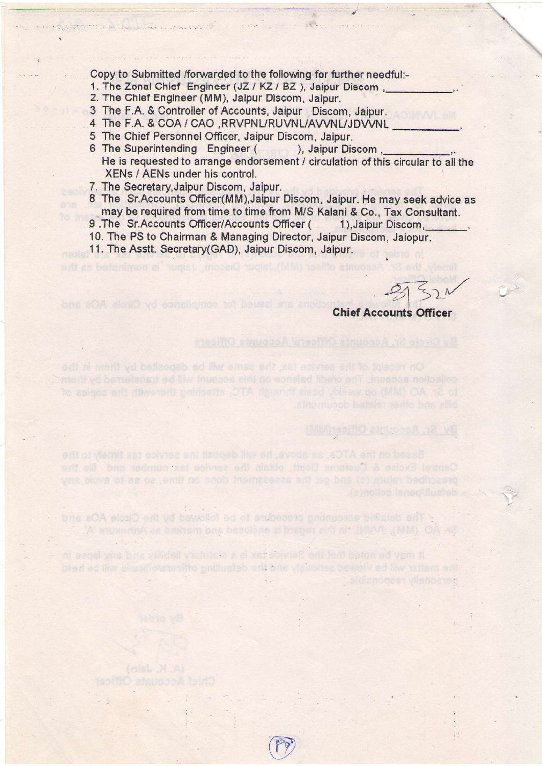Copy to Submitted /forwarded to the following for further needful:-

1. The Zonal Chief Engineer (JZ / KZ / BZ ), Jaipur Discom ,__________,.
2. The Chief Engineer (MM), Jaipur Discom, Jaipur.
3. The F.A. & Controller of Accounts, Jaipur Discom, Jaipur.
4. The F.A. & COA / CAO ,RRVPNL/RUVNL/AVVNL/JDVVNL __________.
5. The Chief Personnel Officer, Jaipur Discom, Jaipur.
6. The Superintending Engineer (       ), Jaipur Discom ,__________,. He is requested to arrange endorsement / circulation of this circular to all the XENs / AENs under his control.
7. The Secretary,Jaipur Discom, Jaipur.
8. The Sr.Accounts Officer(MM),Jaipur Discom, Jaipur. He may seek advice as may be required from time to time from M/S Kalani & Co., Tax Consultant.
9. The Sr.Accounts Officer/Accounts Officer (       1),Jaipur Discom,__________.
10. The PS to Chairman & Managing Director, Jaipur Discom, Jaiopur.
11. The Asstt. Secretary(GAD), Jaipur Discom, Jaipur.

**Chief Accounts Officer**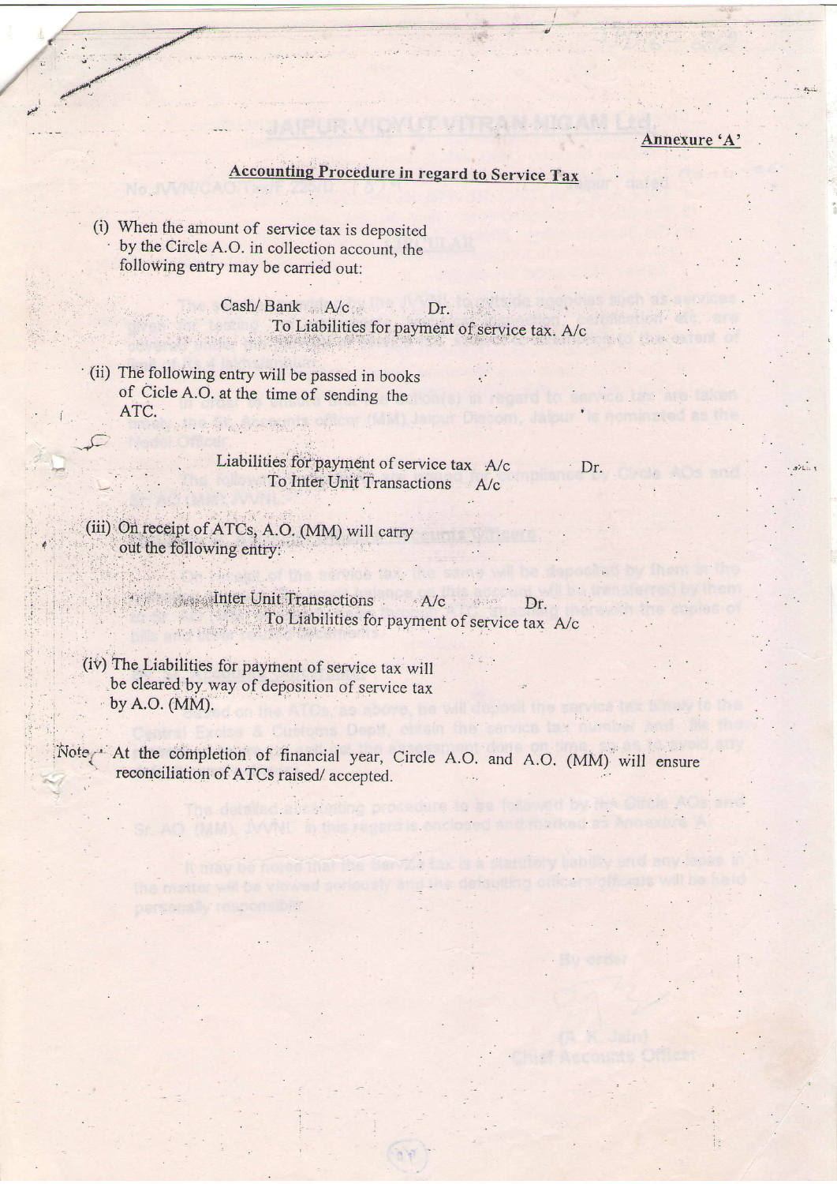Annexure 'A'

## Accounting Procedure in regard to Service Tax

(i) When the amount of service tax is deposited by the Circle A.O. in collection account, the following entry may be carried out:

Cash/ Bank A/c Dr.
To Liabilities for payment of service tax. A/c

(ii) The following entry will be passed in books of Cicle A.O. at the time of sending the ATC.

Liabilities for payment of service tax A/c Dr.
To Inter Unit Transactions A/c

(iii) On receipt of ATCs, A.O. (MM) will carry out the following entry:

Inter Unit Transactions A/c Dr.
To Liabilities for payment of service tax A/c

(iv) The Liabilities for payment of service tax will be cleared by way of deposition of service tax by A.O. (MM).

Note: At the completion of financial year, Circle A.O. and A.O. (MM) will ensure reconciliation of ATCs raised/ accepted.